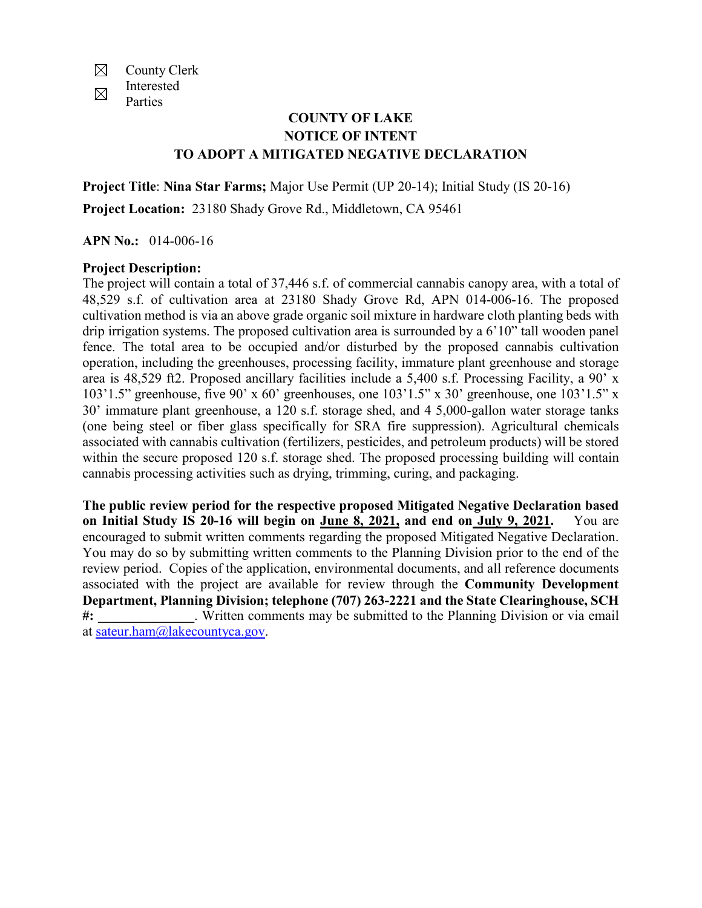☒ County Clerk

☒ Interested Parties

# COUNTY OF LAKE
## NOTICE OF INTENT
## TO ADOPT A MITIGATED NEGATIVE DECLARATION

**Project Title**: **Nina Star Farms;** Major Use Permit (UP 20-14); Initial Study (IS 20-16)

**Project Location:** 23180 Shady Grove Rd., Middletown, CA 95461

**APN No.:** 014-006-16

**Project Description:**
The project will contain a total of 37,446 s.f. of commercial cannabis canopy area, with a total of 48,529 s.f. of cultivation area at 23180 Shady Grove Rd, APN 014-006-16. The proposed cultivation method is via an above grade organic soil mixture in hardware cloth planting beds with drip irrigation systems. The proposed cultivation area is surrounded by a 6'10" tall wooden panel fence. The total area to be occupied and/or disturbed by the proposed cannabis cultivation operation, including the greenhouses, processing facility, immature plant greenhouse and storage area is 48,529 ft2. Proposed ancillary facilities include a 5,400 s.f. Processing Facility, a 90' x 103'1.5" greenhouse, five 90' x 60' greenhouses, one 103'1.5" x 30' greenhouse, one 103'1.5" x 30' immature plant greenhouse, a 120 s.f. storage shed, and 4 5,000-gallon water storage tanks (one being steel or fiber glass specifically for SRA fire suppression). Agricultural chemicals associated with cannabis cultivation (fertilizers, pesticides, and petroleum products) will be stored within the secure proposed 120 s.f. storage shed. The proposed processing building will contain cannabis processing activities such as drying, trimming, curing, and packaging.

**The public review period for the respective proposed Mitigated Negative Declaration based on Initial Study IS 20-16 will begin on June 8, 2021, and end on July 9, 2021.** You are encouraged to submit written comments regarding the proposed Mitigated Negative Declaration. You may do so by submitting written comments to the Planning Division prior to the end of the review period. Copies of the application, environmental documents, and all reference documents associated with the project are available for review through the **Community Development Department, Planning Division; telephone (707) 263-2221 and the State Clearinghouse, SCH #: ______________**. Written comments may be submitted to the Planning Division or via email at sateur.ham@lakecountyca.gov.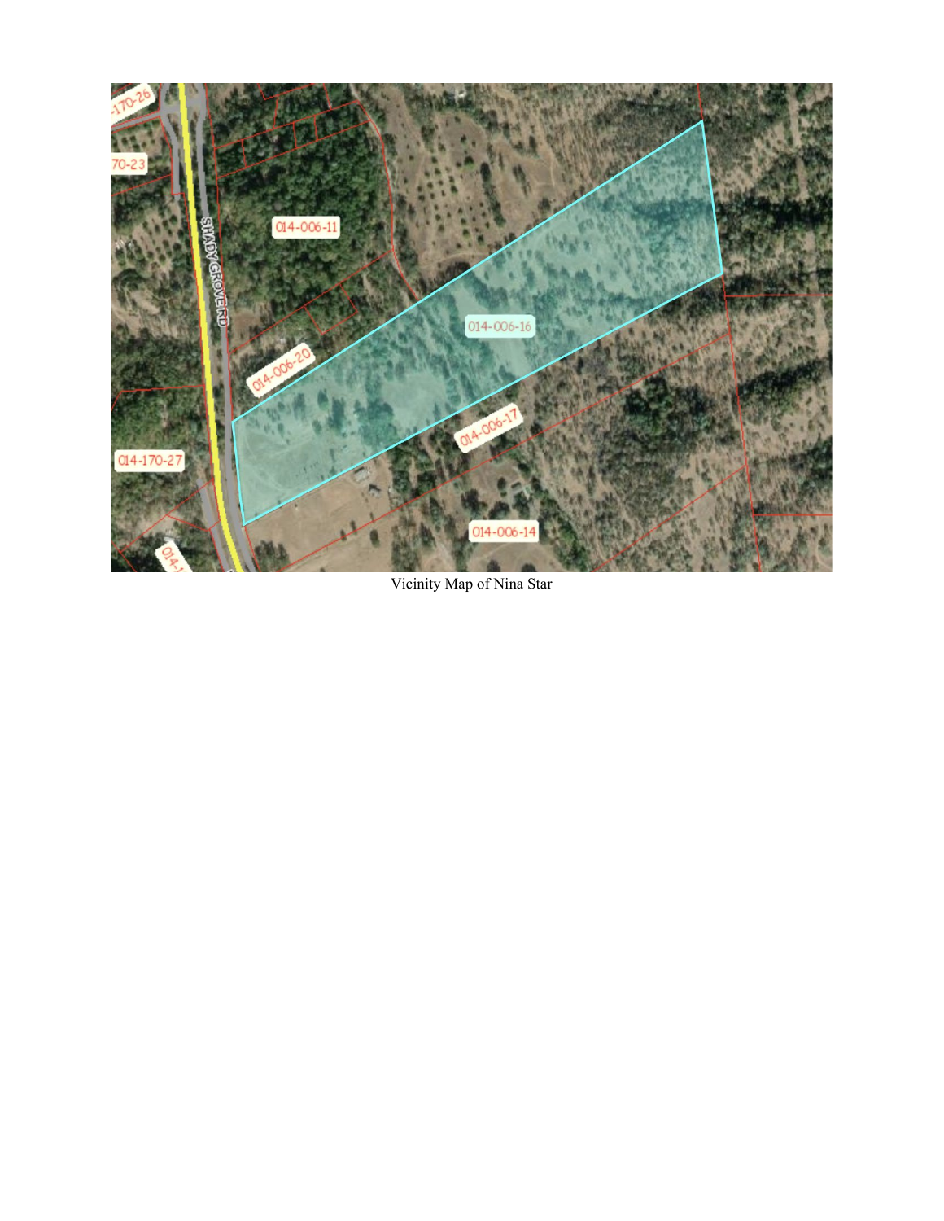014-006-11

014-006-16

014-006-20

014-006-17

014-006-14

014-170-27

SHADY GROVE RD

Vicinity Map of Nina Star